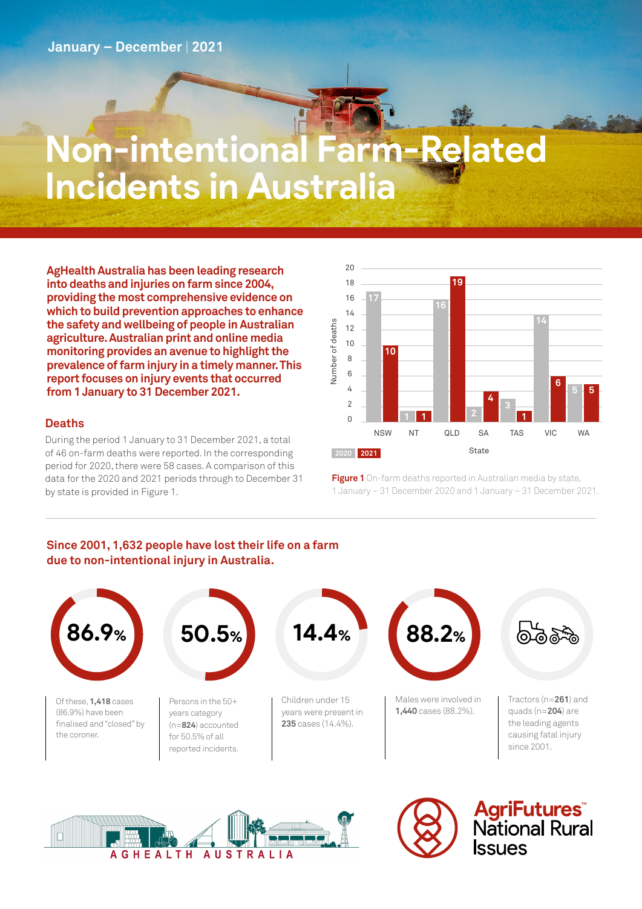January – December | 2021

# Non-intentional Farm-Related Incidents in Australia

**AgHealth Australia has been leading research into deaths and injuries on farm since 2004, providing the most comprehensive evidence on which to build prevention approaches to enhance the safety and wellbeing of people in Australian agriculture. Australian print and online media monitoring provides an avenue to highlight the prevalence of farm injury in a timely manner. This report focuses on injury events that occurred from 1 January to 31 December 2021.**

## Deaths

During the period 1 January to 31 December 2021, a total of 46 on-farm deaths were reported. In the corresponding period for 2020, there were 58 cases. A comparison of this data for the 2020 and 2021 periods through to December 31 by state is provided in Figure 1.

| State | 2020 | 2021 |
|---|---|---|
| NSW | 17 | 10 |
| NT | 1 | 1 |
| QLD | 16 | 19 |
| SA | 2 | 4 |
| TAS | 3 | 1 |
| VIC | 14 | 6 |
| WA | 5 | 5 |

**Figure 1** On-farm deaths reported in Australian media by state, 1 January – 31 December 2020 and 1 January – 31 December 2021.

## Since 2001, 1,632 people have lost their life on a farm due to non-intentional injury in Australia.

**86.9%** — Of these, **1,418** cases (86.9%) have been finalised and "closed" by the coroner.

**50.5%** — Persons in the 50+ years category (n=**824**) accounted for 50.5% of all reported incidents.

**14.4%** — Children under 15 years were present in **235** cases (14.4%).

**88.2%** — Males were involved in **1,440** cases (88.2%).

Tractors (n=**261**) and quads (n=**204**) are the leading agents causing fatal injury since 2001.

AGHEALTH AUSTRALIA

AgriFutures™ National Rural Issues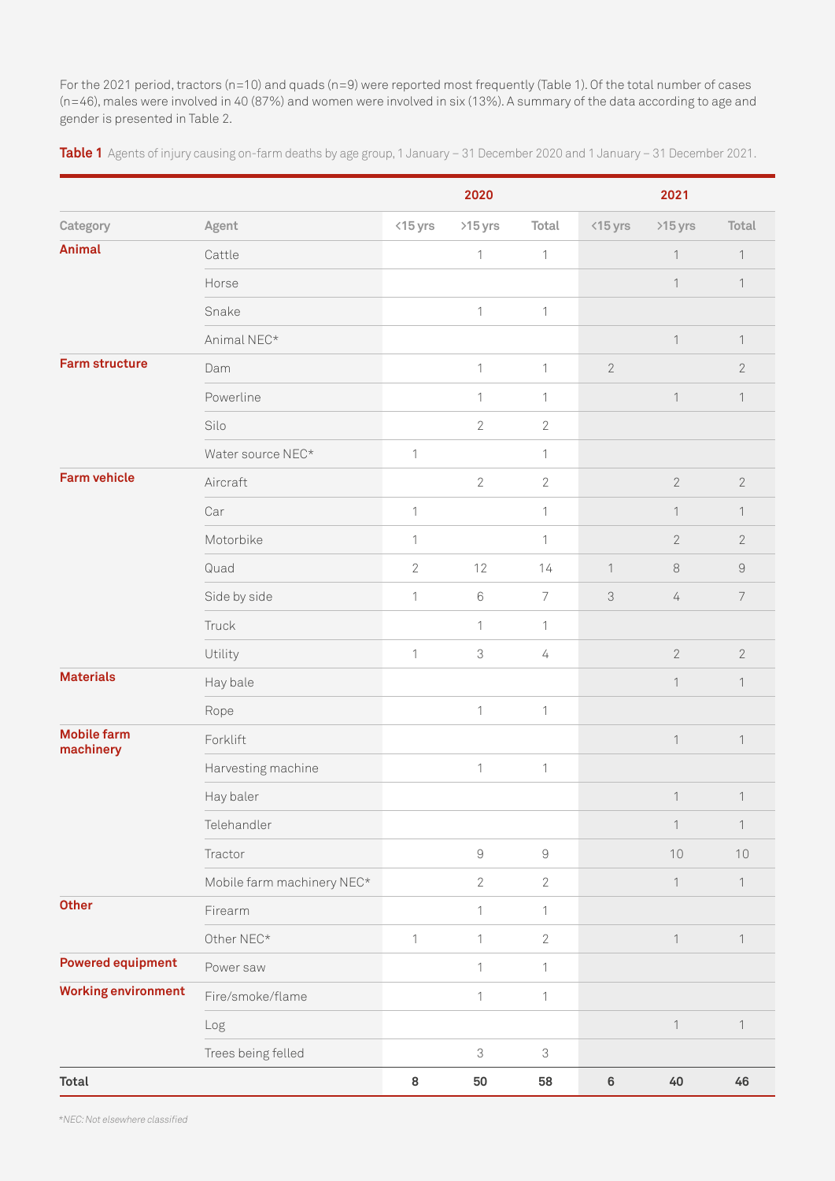For the 2021 period, tractors (n=10) and quads (n=9) were reported most frequently (Table 1). Of the total number of cases (n=46), males were involved in 40 (87%) and women were involved in six (13%). A summary of the data according to age and gender is presented in Table 2.

**Table 1** Agents of injury causing on-farm deaths by age group, 1 January – 31 December 2020 and 1 January – 31 December 2021.

| | | 2020 | | | 2021 | | |
|---|---|---|---|---|---|---|---|
| Category | Agent | <15 yrs | >15 yrs | Total | <15 yrs | >15 yrs | Total |
| **Animal** | Cattle | | 1 | 1 | | 1 | 1 |
| | Horse | | | | | 1 | 1 |
| | Snake | | 1 | 1 | | | |
| | Animal NEC* | | | | | 1 | 1 |
| **Farm structure** | Dam | | 1 | 1 | 2 | | 2 |
| | Powerline | | 1 | 1 | | 1 | 1 |
| | Silo | | 2 | 2 | | | |
| | Water source NEC* | 1 | | 1 | | | |
| **Farm vehicle** | Aircraft | | 2 | 2 | | 2 | 2 |
| | Car | 1 | | 1 | | 1 | 1 |
| | Motorbike | 1 | | 1 | | 2 | 2 |
| | Quad | 2 | 12 | 14 | 1 | 8 | 9 |
| | Side by side | 1 | 6 | 7 | 3 | 4 | 7 |
| | Truck | | 1 | 1 | | | |
| | Utility | 1 | 3 | 4 | | 2 | 2 |
| **Materials** | Hay bale | | | | | 1 | 1 |
| | Rope | | 1 | 1 | | | |
| **Mobile farm machinery** | Forklift | | | | | 1 | 1 |
| | Harvesting machine | | 1 | 1 | | | |
| | Hay baler | | | | | 1 | 1 |
| | Telehandler | | | | | 1 | 1 |
| | Tractor | | 9 | 9 | | 10 | 10 |
| | Mobile farm machinery NEC* | | 2 | 2 | | 1 | 1 |
| **Other** | Firearm | | 1 | 1 | | | |
| | Other NEC* | 1 | 1 | 2 | | 1 | 1 |
| **Powered equipment** | Power saw | | 1 | 1 | | | |
| **Working environment** | Fire/smoke/flame | | 1 | 1 | | | |
| | Log | | | | | 1 | 1 |
| | Trees being felled | | 3 | 3 | | | |
| **Total** | | **8** | **50** | **58** | **6** | **40** | **46** |

*NEC: Not elsewhere classified*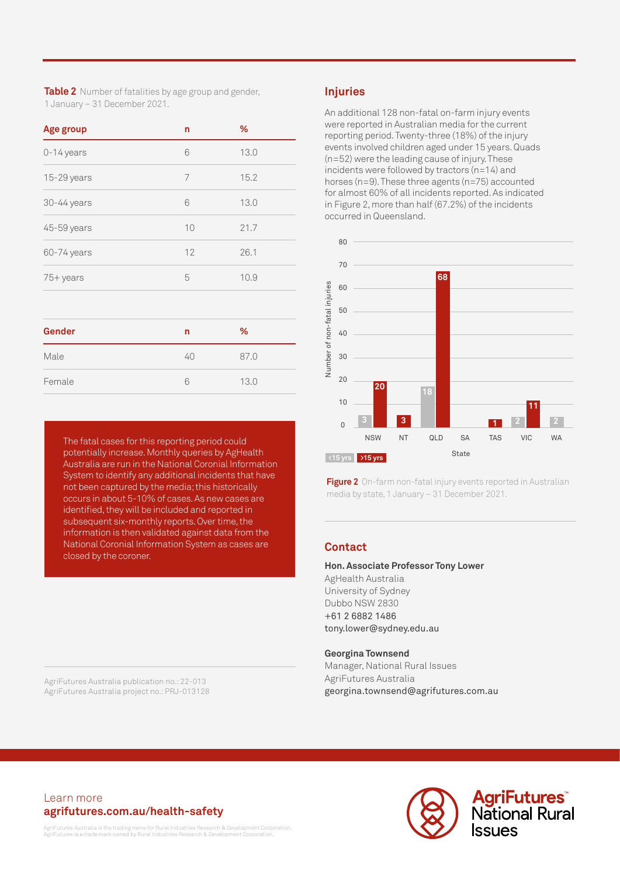**Table 2** Number of fatalities by age group and gender, 1 January – 31 December 2021.

| Age group | n | % |
|---|---|---|
| 0-14 years | 6 | 13.0 |
| 15-29 years | 7 | 15.2 |
| 30-44 years | 6 | 13.0 |
| 45-59 years | 10 | 21.7 |
| 60-74 years | 12 | 26.1 |
| 75+ years | 5 | 10.9 |

| Gender | n | % |
|---|---|---|
| Male | 40 | 87.0 |
| Female | 6 | 13.0 |

The fatal cases for this reporting period could potentially increase. Monthly queries by AgHealth Australia are run in the National Coronial Information System to identify any additional incidents that have not been captured by the media; this historically occurs in about 5-10% of cases. As new cases are identified, they will be included and reported in subsequent six-monthly reports. Over time, the information is then validated against data from the National Coronial Information System as cases are closed by the coroner.

## Injuries

An additional 128 non-fatal on-farm injury events were reported in Australian media for the current reporting period. Twenty-three (18%) of the injury events involved children aged under 15 years. Quads (n=52) were the leading cause of injury. These incidents were followed by tractors (n=14) and horses (n=9). These three agents (n=75) accounted for almost 60% of all incidents reported. As indicated in Figure 2, more than half (67.2%) of the incidents occurred in Queensland.

Number of non-fatal injuries
80
70
60
50
40
30
20
10
0
3
20
3
18
68
1
2
11
2
NSW
NT
QLD
SA
TAS
VIC
WA
State
<15 yrs
>15 yrs

**Figure 2** On-farm non-fatal injury events reported in Australian media by state, 1 January – 31 December 2021.

## Contact

**Hon. Associate Professor Tony Lower**
AgHealth Australia
University of Sydney
Dubbo NSW 2830
+61 2 6882 1486
tony.lower@sydney.edu.au

**Georgina Townsend**
Manager, National Rural Issues
AgriFutures Australia
georgina.townsend@agrifutures.com.au

AgriFutures Australia publication no.: 22-013
AgriFutures Australia project no.: PRJ-013128

Learn more
**agrifutures.com.au/health-safety**

AgriFutures Australia is the trading name for Rural Industries Research & Development Corporation.
AgriFutures is a trade mark owned by Rural Industries Research & Development Corporation.

AgriFutures™ National Rural Issues